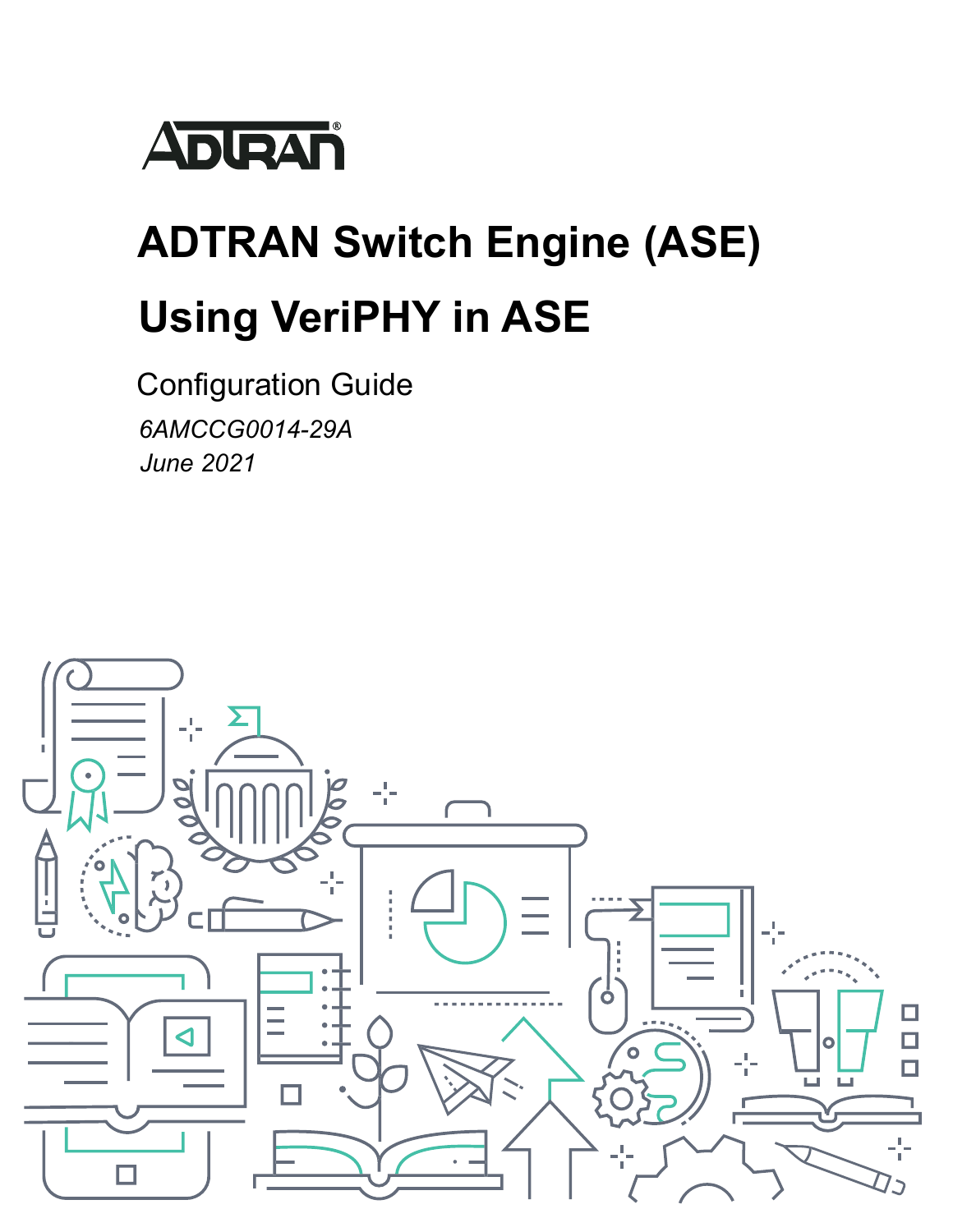ADTRAN

# ADTRAN Switch Engine (ASE)

# Using VeriPHY in ASE

Configuration Guide

*6AMCCG0014-29A*

*June 2021*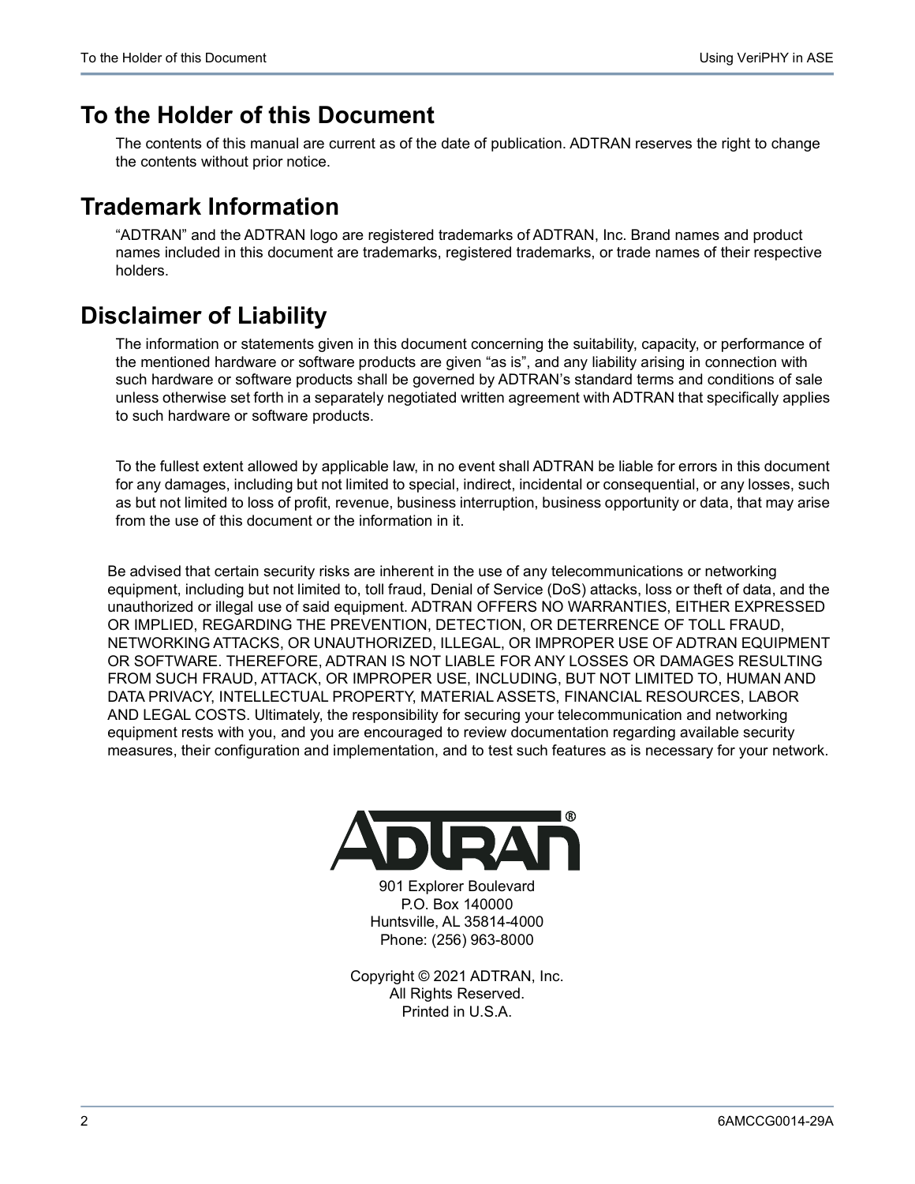# To the Holder of this Document

The contents of this manual are current as of the date of publication. ADTRAN reserves the right to change the contents without prior notice.

# Trademark Information

"ADTRAN" and the ADTRAN logo are registered trademarks of ADTRAN, Inc. Brand names and product names included in this document are trademarks, registered trademarks, or trade names of their respective holders.

# Disclaimer of Liability

The information or statements given in this document concerning the suitability, capacity, or performance of the mentioned hardware or software products are given "as is", and any liability arising in connection with such hardware or software products shall be governed by ADTRAN's standard terms and conditions of sale unless otherwise set forth in a separately negotiated written agreement with ADTRAN that specifically applies to such hardware or software products.

To the fullest extent allowed by applicable law, in no event shall ADTRAN be liable for errors in this document for any damages, including but not limited to special, indirect, incidental or consequential, or any losses, such as but not limited to loss of profit, revenue, business interruption, business opportunity or data, that may arise from the use of this document or the information in it.

Be advised that certain security risks are inherent in the use of any telecommunications or networking equipment, including but not limited to, toll fraud, Denial of Service (DoS) attacks, loss or theft of data, and the unauthorized or illegal use of said equipment. ADTRAN OFFERS NO WARRANTIES, EITHER EXPRESSED OR IMPLIED, REGARDING THE PREVENTION, DETECTION, OR DETERRENCE OF TOLL FRAUD, NETWORKING ATTACKS, OR UNAUTHORIZED, ILLEGAL, OR IMPROPER USE OF ADTRAN EQUIPMENT OR SOFTWARE. THEREFORE, ADTRAN IS NOT LIABLE FOR ANY LOSSES OR DAMAGES RESULTING FROM SUCH FRAUD, ATTACK, OR IMPROPER USE, INCLUDING, BUT NOT LIMITED TO, HUMAN AND DATA PRIVACY, INTELLECTUAL PROPERTY, MATERIAL ASSETS, FINANCIAL RESOURCES, LABOR AND LEGAL COSTS. Ultimately, the responsibility for securing your telecommunication and networking equipment rests with you, and you are encouraged to review documentation regarding available security measures, their configuration and implementation, and to test such features as is necessary for your network.

ADTRAN®

901 Explorer Boulevard
P.O. Box 140000
Huntsville, AL 35814-4000
Phone: (256) 963-8000

Copyright © 2021 ADTRAN, Inc.
All Rights Reserved.
Printed in U.S.A.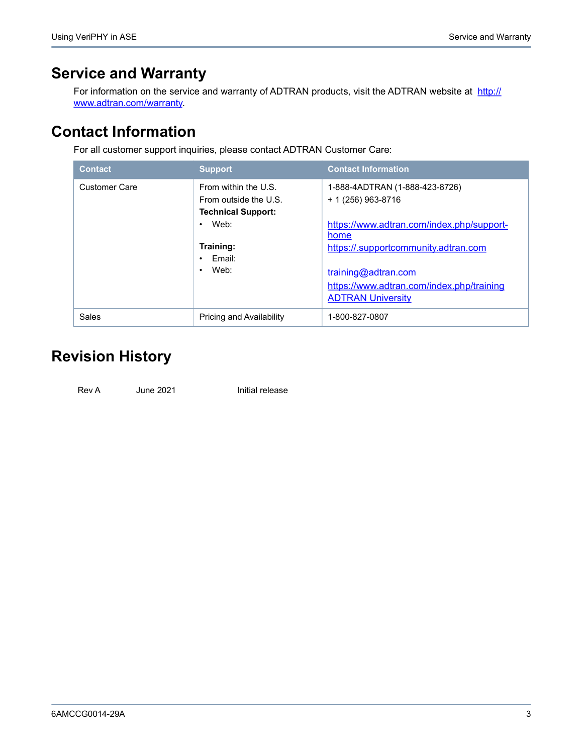# Service and Warranty

For information on the service and warranty of ADTRAN products, visit the ADTRAN website at http://www.adtran.com/warranty.

# Contact Information

For all customer support inquiries, please contact ADTRAN Customer Care:

| Contact | Support | Contact Information |
| --- | --- | --- |
| Customer Care | From within the U.S.<br>From outside the U.S.<br>**Technical Support:**<br>• Web:<br><br>**Training:**<br>• Email:<br>• Web: | 1-888-4ADTRAN (1-888-423-8726)<br>+ 1 (256) 963-8716<br><br>https://www.adtran.com/index.php/support-home<br>https://.supportcommunity.adtran.com<br><br>training@adtran.com<br>https://www.adtran.com/index.php/training<br>ADTRAN University |
| Sales | Pricing and Availability | 1-800-827-0807 |

# Revision History

| | | |
| --- | --- | --- |
| Rev A | June 2021 | Initial release |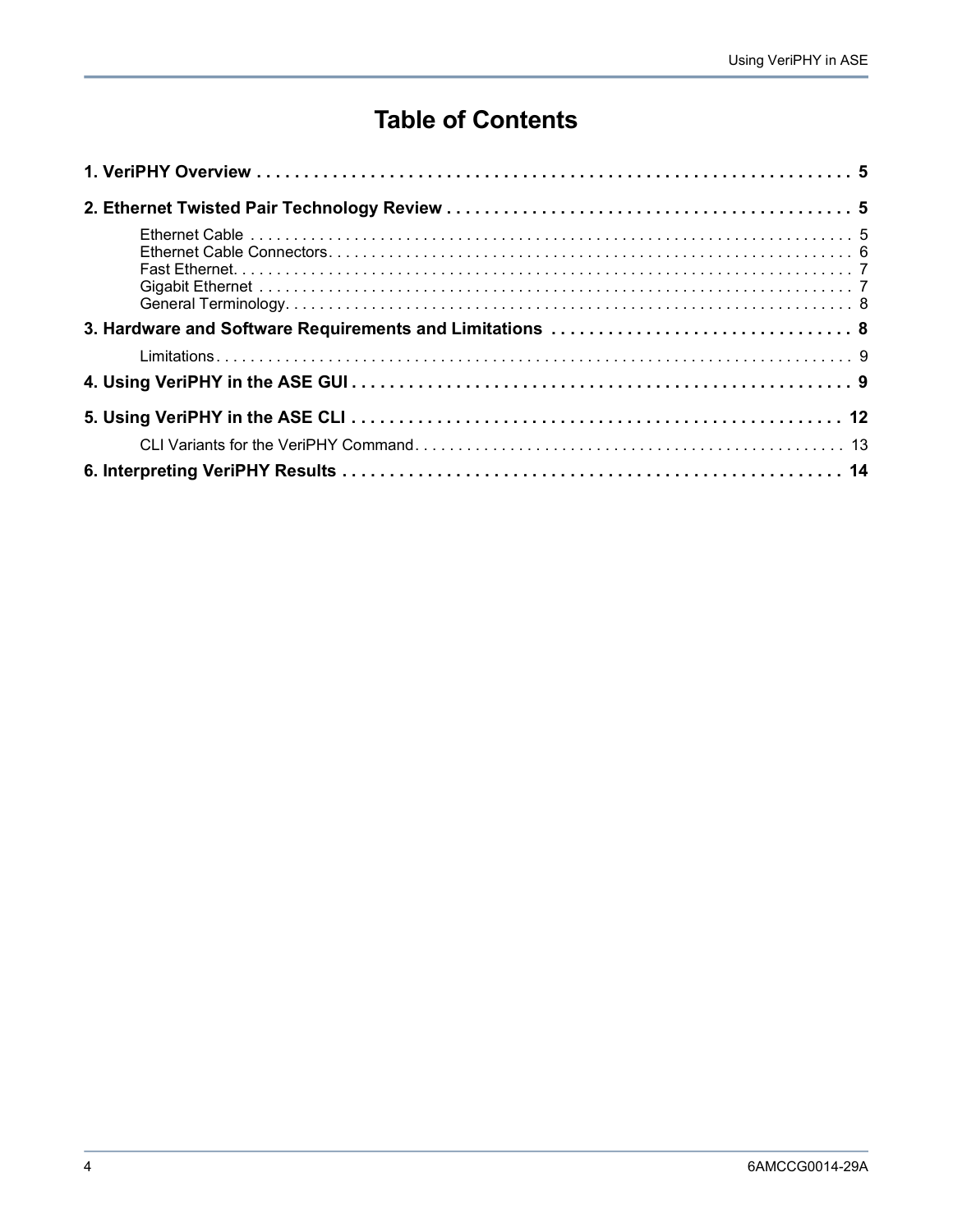# Table of Contents

**1. VeriPHY Overview . . . . . . . . . . . . . . . . . . . . . . . . . . . . . . . . . . . . . . . . . . . . . . . . . . . . . . . . . . . . . . 5**

**2. Ethernet Twisted Pair Technology Review . . . . . . . . . . . . . . . . . . . . . . . . . . . . . . . . . . . . . . . . . . . 5**

- Ethernet Cable . . . . . . . . . . . . . . . . . . . . . . . . . . . . . . . . . . . . . . . . . . . . . . . . . . . . . . . . . . . . . . . . . . . . 5
- Ethernet Cable Connectors. . . . . . . . . . . . . . . . . . . . . . . . . . . . . . . . . . . . . . . . . . . . . . . . . . . . . . . . . . . . 6
- Fast Ethernet. . . . . . . . . . . . . . . . . . . . . . . . . . . . . . . . . . . . . . . . . . . . . . . . . . . . . . . . . . . . . . . . . . . . . . . 7
- Gigabit Ethernet . . . . . . . . . . . . . . . . . . . . . . . . . . . . . . . . . . . . . . . . . . . . . . . . . . . . . . . . . . . . . . . . . . . . 7
- General Terminology. . . . . . . . . . . . . . . . . . . . . . . . . . . . . . . . . . . . . . . . . . . . . . . . . . . . . . . . . . . . . . . . . 8

**3. Hardware and Software Requirements and Limitations . . . . . . . . . . . . . . . . . . . . . . . . . . . . . . . . 8**

- Limitations . . . . . . . . . . . . . . . . . . . . . . . . . . . . . . . . . . . . . . . . . . . . . . . . . . . . . . . . . . . . . . . . . . . . . . . . 9

**4. Using VeriPHY in the ASE GUI . . . . . . . . . . . . . . . . . . . . . . . . . . . . . . . . . . . . . . . . . . . . . . . . . . . . . 9**

**5. Using VeriPHY in the ASE CLI . . . . . . . . . . . . . . . . . . . . . . . . . . . . . . . . . . . . . . . . . . . . . . . . . . . . 12**

- CLI Variants for the VeriPHY Command. . . . . . . . . . . . . . . . . . . . . . . . . . . . . . . . . . . . . . . . . . . . . . . . . . 13

**6. Interpreting VeriPHY Results . . . . . . . . . . . . . . . . . . . . . . . . . . . . . . . . . . . . . . . . . . . . . . . . . . . . . 14**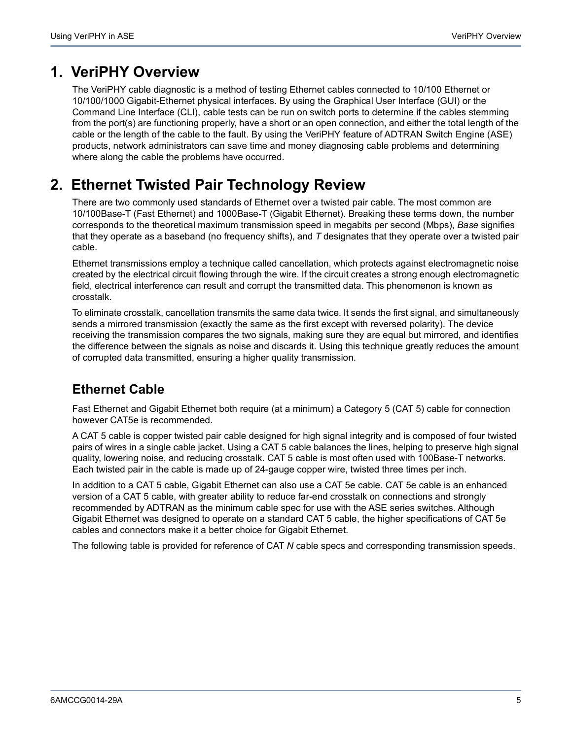# 1. VeriPHY Overview

The VeriPHY cable diagnostic is a method of testing Ethernet cables connected to 10/100 Ethernet or 10/100/1000 Gigabit-Ethernet physical interfaces. By using the Graphical User Interface (GUI) or the Command Line Interface (CLI), cable tests can be run on switch ports to determine if the cables stemming from the port(s) are functioning properly, have a short or an open connection, and either the total length of the cable or the length of the cable to the fault. By using the VeriPHY feature of ADTRAN Switch Engine (ASE) products, network administrators can save time and money diagnosing cable problems and determining where along the cable the problems have occurred.

# 2. Ethernet Twisted Pair Technology Review

There are two commonly used standards of Ethernet over a twisted pair cable. The most common are 10/100Base-T (Fast Ethernet) and 1000Base-T (Gigabit Ethernet). Breaking these terms down, the number corresponds to the theoretical maximum transmission speed in megabits per second (Mbps), *Base* signifies that they operate as a baseband (no frequency shifts), and *T* designates that they operate over a twisted pair cable.

Ethernet transmissions employ a technique called cancellation, which protects against electromagnetic noise created by the electrical circuit flowing through the wire. If the circuit creates a strong enough electromagnetic field, electrical interference can result and corrupt the transmitted data. This phenomenon is known as crosstalk.

To eliminate crosstalk, cancellation transmits the same data twice. It sends the first signal, and simultaneously sends a mirrored transmission (exactly the same as the first except with reversed polarity). The device receiving the transmission compares the two signals, making sure they are equal but mirrored, and identifies the difference between the signals as noise and discards it. Using this technique greatly reduces the amount of corrupted data transmitted, ensuring a higher quality transmission.

## Ethernet Cable

Fast Ethernet and Gigabit Ethernet both require (at a minimum) a Category 5 (CAT 5) cable for connection however CAT5e is recommended.

A CAT 5 cable is copper twisted pair cable designed for high signal integrity and is composed of four twisted pairs of wires in a single cable jacket. Using a CAT 5 cable balances the lines, helping to preserve high signal quality, lowering noise, and reducing crosstalk. CAT 5 cable is most often used with 100Base-T networks. Each twisted pair in the cable is made up of 24-gauge copper wire, twisted three times per inch.

In addition to a CAT 5 cable, Gigabit Ethernet can also use a CAT 5e cable. CAT 5e cable is an enhanced version of a CAT 5 cable, with greater ability to reduce far-end crosstalk on connections and strongly recommended by ADTRAN as the minimum cable spec for use with the ASE series switches. Although Gigabit Ethernet was designed to operate on a standard CAT 5 cable, the higher specifications of CAT 5e cables and connectors make it a better choice for Gigabit Ethernet.

The following table is provided for reference of CAT *N* cable specs and corresponding transmission speeds.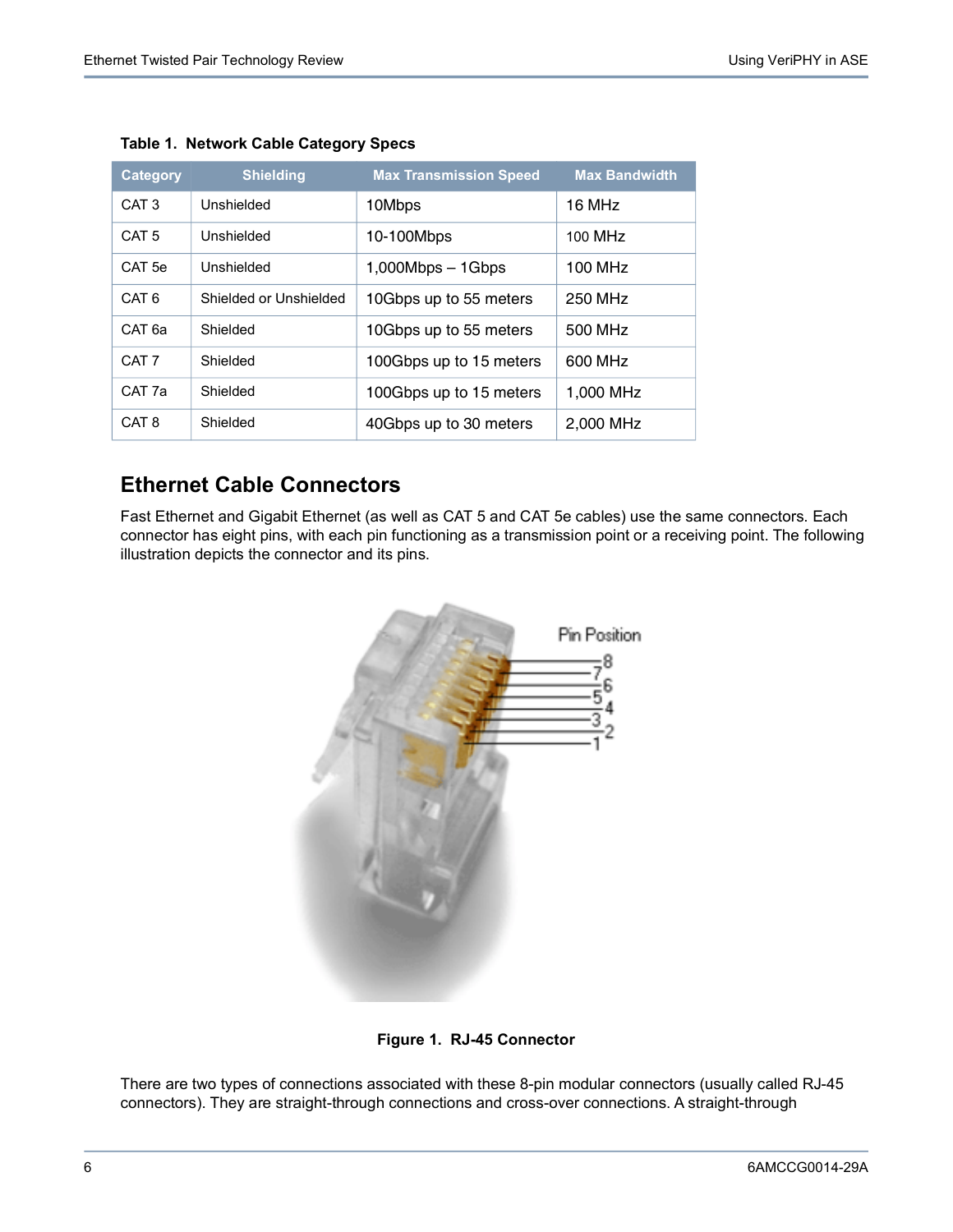**Table 1. Network Cable Category Specs**

| Category | Shielding | Max Transmission Speed | Max Bandwidth |
|---|---|---|---|
| CAT 3 | Unshielded | 10Mbps | 16 MHz |
| CAT 5 | Unshielded | 10-100Mbps | 100 MHz |
| CAT 5e | Unshielded | 1,000Mbps – 1Gbps | 100 MHz |
| CAT 6 | Shielded or Unshielded | 10Gbps up to 55 meters | 250 MHz |
| CAT 6a | Shielded | 10Gbps up to 55 meters | 500 MHz |
| CAT 7 | Shielded | 100Gbps up to 15 meters | 600 MHz |
| CAT 7a | Shielded | 100Gbps up to 15 meters | 1,000 MHz |
| CAT 8 | Shielded | 40Gbps up to 30 meters | 2,000 MHz |

## Ethernet Cable Connectors

Fast Ethernet and Gigabit Ethernet (as well as CAT 5 and CAT 5e cables) use the same connectors. Each connector has eight pins, with each pin functioning as a transmission point or a receiving point. The following illustration depicts the connector and its pins.

**Figure 1. RJ-45 Connector**

There are two types of connections associated with these 8-pin modular connectors (usually called RJ-45 connectors). They are straight-through connections and cross-over connections. A straight-through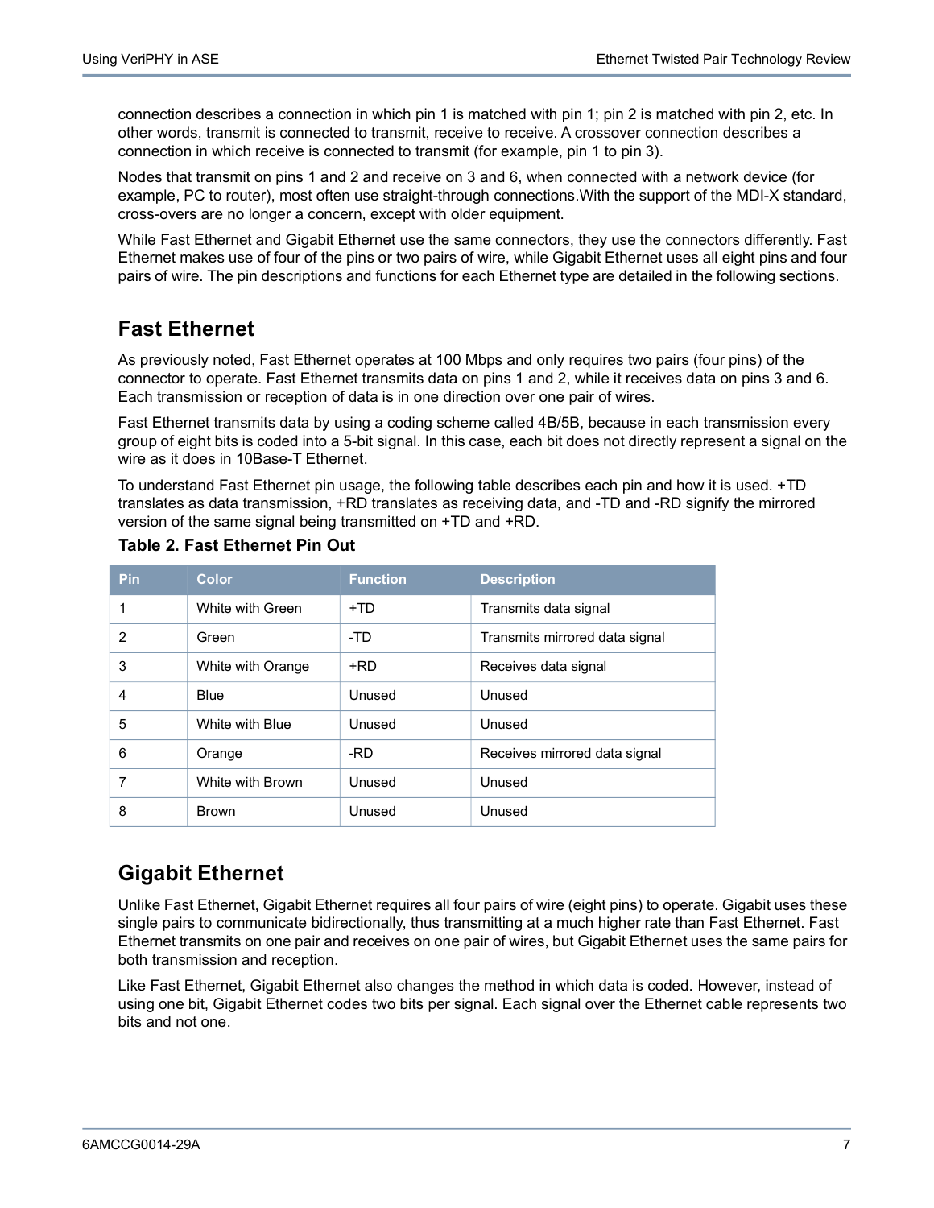connection describes a connection in which pin 1 is matched with pin 1; pin 2 is matched with pin 2, etc. In other words, transmit is connected to transmit, receive to receive. A crossover connection describes a connection in which receive is connected to transmit (for example, pin 1 to pin 3).

Nodes that transmit on pins 1 and 2 and receive on 3 and 6, when connected with a network device (for example, PC to router), most often use straight-through connections.With the support of the MDI-X standard, cross-overs are no longer a concern, except with older equipment.

While Fast Ethernet and Gigabit Ethernet use the same connectors, they use the connectors differently. Fast Ethernet makes use of four of the pins or two pairs of wire, while Gigabit Ethernet uses all eight pins and four pairs of wire. The pin descriptions and functions for each Ethernet type are detailed in the following sections.

## Fast Ethernet

As previously noted, Fast Ethernet operates at 100 Mbps and only requires two pairs (four pins) of the connector to operate. Fast Ethernet transmits data on pins 1 and 2, while it receives data on pins 3 and 6. Each transmission or reception of data is in one direction over one pair of wires.

Fast Ethernet transmits data by using a coding scheme called 4B/5B, because in each transmission every group of eight bits is coded into a 5-bit signal. In this case, each bit does not directly represent a signal on the wire as it does in 10Base-T Ethernet.

To understand Fast Ethernet pin usage, the following table describes each pin and how it is used. +TD translates as data transmission, +RD translates as receiving data, and -TD and -RD signify the mirrored version of the same signal being transmitted on +TD and +RD.

**Table 2. Fast Ethernet Pin Out**

| Pin | Color | Function | Description |
|---|---|---|---|
| 1 | White with Green | +TD | Transmits data signal |
| 2 | Green | -TD | Transmits mirrored data signal |
| 3 | White with Orange | +RD | Receives data signal |
| 4 | Blue | Unused | Unused |
| 5 | White with Blue | Unused | Unused |
| 6 | Orange | -RD | Receives mirrored data signal |
| 7 | White with Brown | Unused | Unused |
| 8 | Brown | Unused | Unused |

## Gigabit Ethernet

Unlike Fast Ethernet, Gigabit Ethernet requires all four pairs of wire (eight pins) to operate. Gigabit uses these single pairs to communicate bidirectionally, thus transmitting at a much higher rate than Fast Ethernet. Fast Ethernet transmits on one pair and receives on one pair of wires, but Gigabit Ethernet uses the same pairs for both transmission and reception.

Like Fast Ethernet, Gigabit Ethernet also changes the method in which data is coded. However, instead of using one bit, Gigabit Ethernet codes two bits per signal. Each signal over the Ethernet cable represents two bits and not one.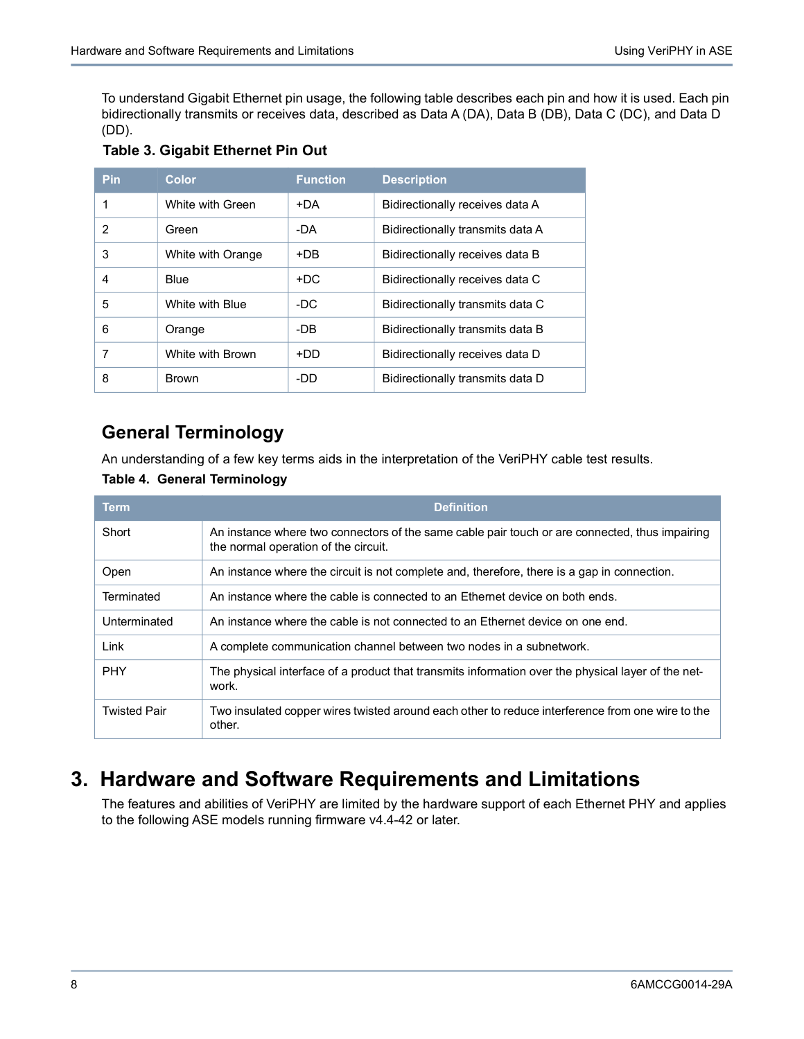To understand Gigabit Ethernet pin usage, the following table describes each pin and how it is used. Each pin bidirectionally transmits or receives data, described as Data A (DA), Data B (DB), Data C (DC), and Data D (DD).

**Table 3. Gigabit Ethernet Pin Out**

| Pin | Color | Function | Description |
|---|---|---|---|
| 1 | White with Green | +DA | Bidirectionally receives data A |
| 2 | Green | -DA | Bidirectionally transmits data A |
| 3 | White with Orange | +DB | Bidirectionally receives data B |
| 4 | Blue | +DC | Bidirectionally receives data C |
| 5 | White with Blue | -DC | Bidirectionally transmits data C |
| 6 | Orange | -DB | Bidirectionally transmits data B |
| 7 | White with Brown | +DD | Bidirectionally receives data D |
| 8 | Brown | -DD | Bidirectionally transmits data D |

## General Terminology

An understanding of a few key terms aids in the interpretation of the VeriPHY cable test results.

**Table 4. General Terminology**

| Term | Definition |
|---|---|
| Short | An instance where two connectors of the same cable pair touch or are connected, thus impairing the normal operation of the circuit. |
| Open | An instance where the circuit is not complete and, therefore, there is a gap in connection. |
| Terminated | An instance where the cable is connected to an Ethernet device on both ends. |
| Unterminated | An instance where the cable is not connected to an Ethernet device on one end. |
| Link | A complete communication channel between two nodes in a subnetwork. |
| PHY | The physical interface of a product that transmits information over the physical layer of the network. |
| Twisted Pair | Two insulated copper wires twisted around each other to reduce interference from one wire to the other. |

# 3. Hardware and Software Requirements and Limitations

The features and abilities of VeriPHY are limited by the hardware support of each Ethernet PHY and applies to the following ASE models running firmware v4.4-42 or later.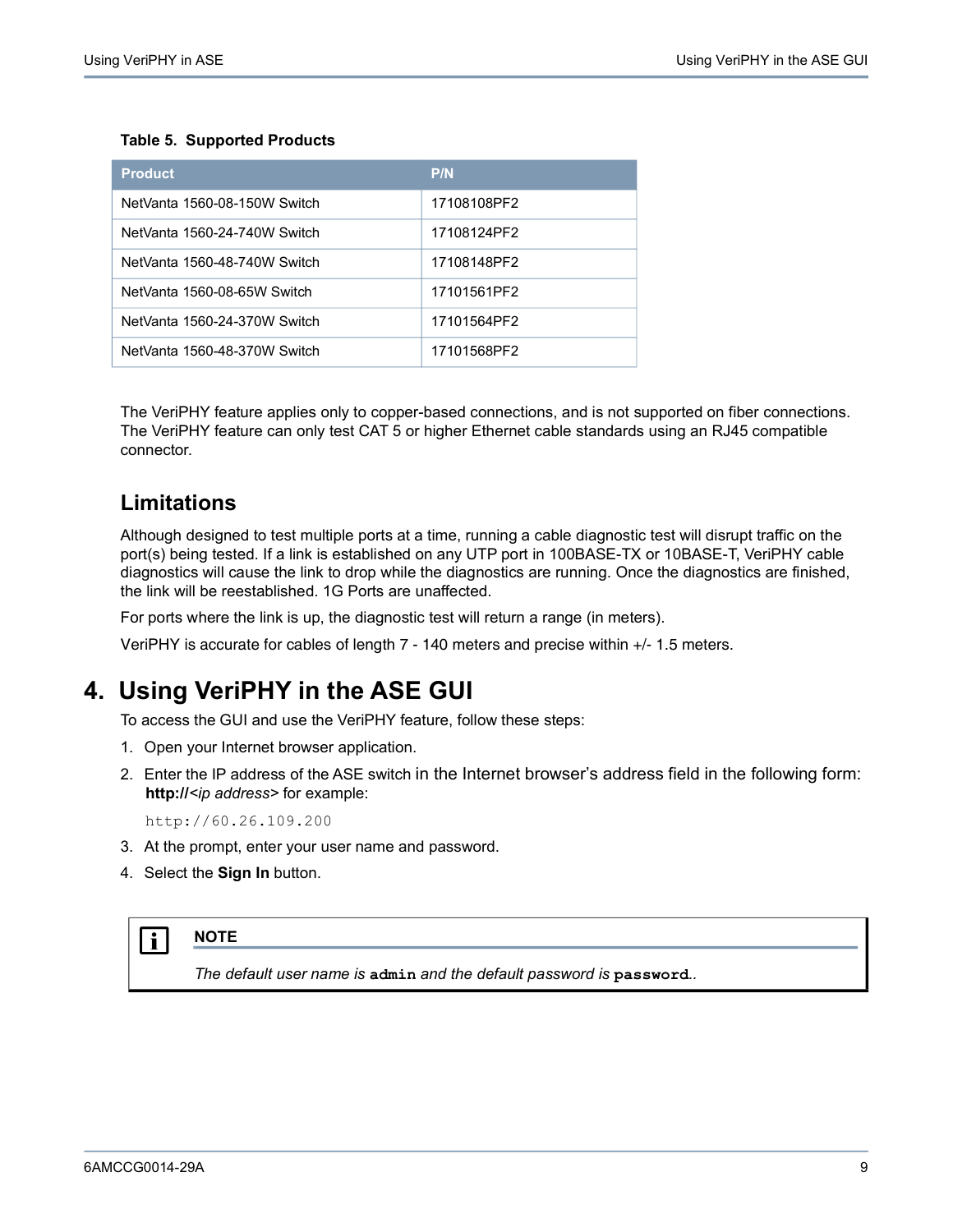**Table 5. Supported Products**

| Product | P/N |
|---|---|
| NetVanta 1560-08-150W Switch | 17108108PF2 |
| NetVanta 1560-24-740W Switch | 17108124PF2 |
| NetVanta 1560-48-740W Switch | 17108148PF2 |
| NetVanta 1560-08-65W Switch | 17101561PF2 |
| NetVanta 1560-24-370W Switch | 17101564PF2 |
| NetVanta 1560-48-370W Switch | 17101568PF2 |

The VeriPHY feature applies only to copper-based connections, and is not supported on fiber connections. The VeriPHY feature can only test CAT 5 or higher Ethernet cable standards using an RJ45 compatible connector.

### Limitations

Although designed to test multiple ports at a time, running a cable diagnostic test will disrupt traffic on the port(s) being tested. If a link is established on any UTP port in 100BASE-TX or 10BASE-T, VeriPHY cable diagnostics will cause the link to drop while the diagnostics are running. Once the diagnostics are finished, the link will be reestablished. 1G Ports are unaffected.

For ports where the link is up, the diagnostic test will return a range (in meters).

VeriPHY is accurate for cables of length 7 - 140 meters and precise within +/- 1.5 meters.

## 4. Using VeriPHY in the ASE GUI

To access the GUI and use the VeriPHY feature, follow these steps:

1. Open your Internet browser application.
2. Enter the IP address of the ASE switch in the Internet browser's address field in the following form: **http://**<*ip address*> for example:

   ```
   http://60.26.109.200
   ```

3. At the prompt, enter your user name and password.
4. Select the **Sign In** button.

> **NOTE**
>
> *The default user name is* **admin** *and the default password is* **password***..*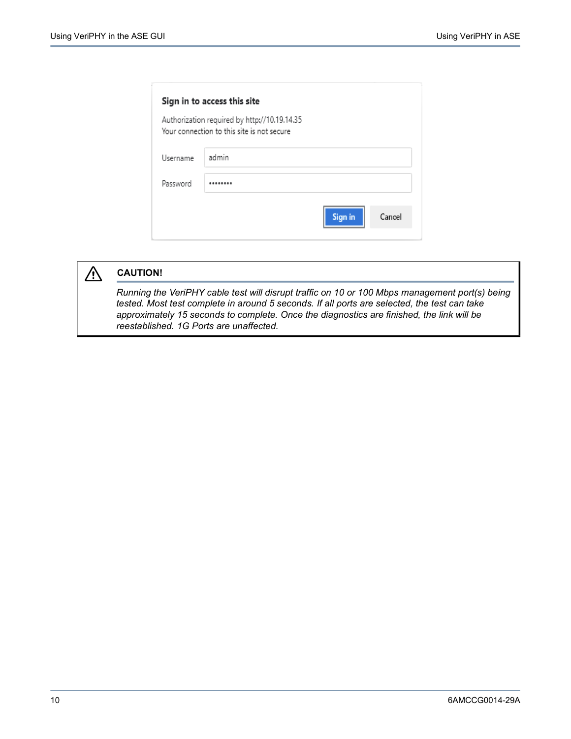**Sign in to access this site**

Authorization required by http://10.19.14.35
Your connection to this site is not secure

Username: admin

Password: ••••••••

Sign in | Cancel

> ⚠ **CAUTION!**
>
> *Running the VeriPHY cable test will disrupt traffic on 10 or 100 Mbps management port(s) being tested. Most test complete in around 5 seconds. If all ports are selected, the test can take approximately 15 seconds to complete. Once the diagnostics are finished, the link will be reestablished. 1G Ports are unaffected.*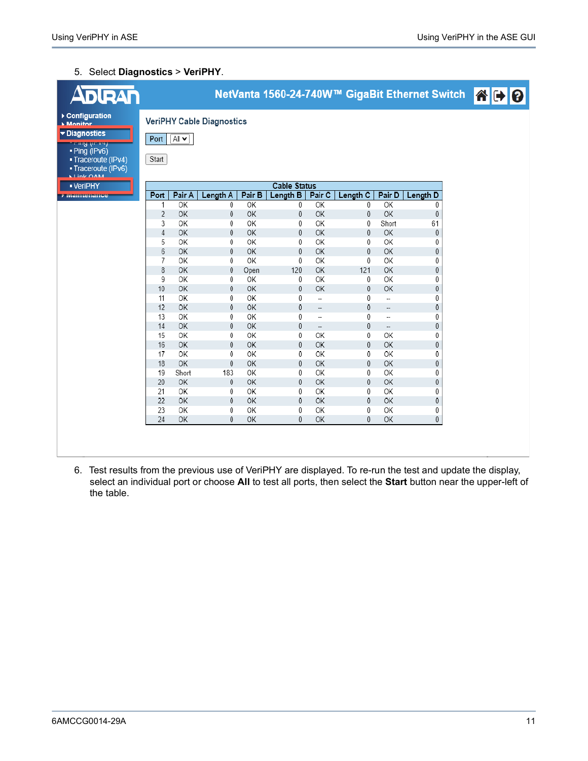5. Select **Diagnostics** > **VeriPHY**.

NetVanta 1560-24-740W™ GigaBit Ethernet Switch

- Configuration
- Monitor
- Diagnostics
  - Ping (IPv4)
  - Ping (IPv6)
  - Traceroute (IPv4)
  - Traceroute (IPv6)
  - Link OAM
  - VeriPHY
- Maintenance

VeriPHY Cable Diagnostics

Port: All

Start

| Cable Status | | | | | | | | |
|---|---|---|---|---|---|---|---|---|
| Port | Pair A | Length A | Pair B | Length B | Pair C | Length C | Pair D | Length D |
| 1 | OK | 0 | OK | 0 | OK | 0 | OK | 0 |
| 2 | OK | 0 | OK | 0 | OK | 0 | OK | 0 |
| 3 | OK | 0 | OK | 0 | OK | 0 | Short | 61 |
| 4 | OK | 0 | OK | 0 | OK | 0 | OK | 0 |
| 5 | OK | 0 | OK | 0 | OK | 0 | OK | 0 |
| 6 | OK | 0 | OK | 0 | OK | 0 | OK | 0 |
| 7 | OK | 0 | OK | 0 | OK | 0 | OK | 0 |
| 8 | OK | 0 | Open | 120 | OK | 121 | OK | 0 |
| 9 | OK | 0 | OK | 0 | OK | 0 | OK | 0 |
| 10 | OK | 0 | OK | 0 | OK | 0 | OK | 0 |
| 11 | OK | 0 | OK | 0 | -- | 0 | -- | 0 |
| 12 | OK | 0 | OK | 0 | -- | 0 | -- | 0 |
| 13 | OK | 0 | OK | 0 | -- | 0 | -- | 0 |
| 14 | OK | 0 | OK | 0 | -- | 0 | -- | 0 |
| 15 | OK | 0 | OK | 0 | OK | 0 | OK | 0 |
| 16 | OK | 0 | OK | 0 | OK | 0 | OK | 0 |
| 17 | OK | 0 | OK | 0 | OK | 0 | OK | 0 |
| 18 | OK | 0 | OK | 0 | OK | 0 | OK | 0 |
| 19 | Short | 183 | OK | 0 | OK | 0 | OK | 0 |
| 20 | OK | 0 | OK | 0 | OK | 0 | OK | 0 |
| 21 | OK | 0 | OK | 0 | OK | 0 | OK | 0 |
| 22 | OK | 0 | OK | 0 | OK | 0 | OK | 0 |
| 23 | OK | 0 | OK | 0 | OK | 0 | OK | 0 |
| 24 | OK | 0 | OK | 0 | OK | 0 | OK | 0 |

6. Test results from the previous use of VeriPHY are displayed. To re-run the test and update the display, select an individual port or choose **All** to test all ports, then select the **Start** button near the upper-left of the table.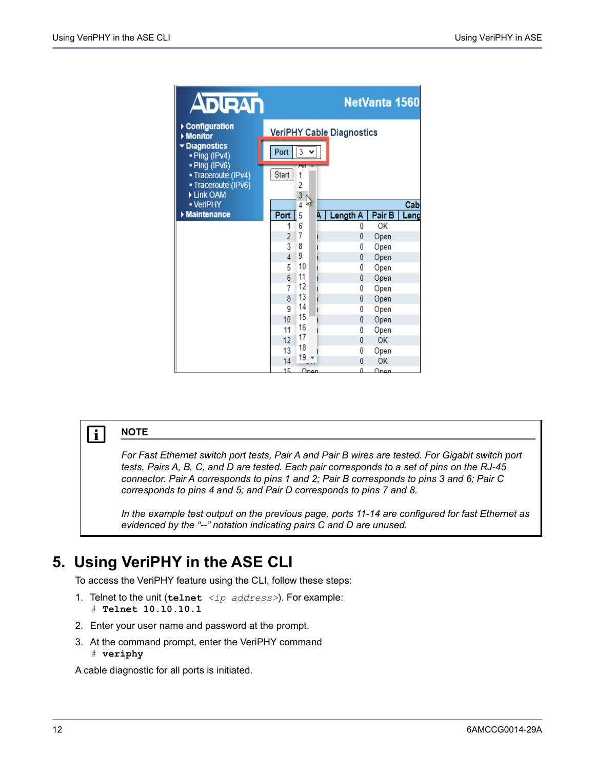> **NOTE**
>
> *For Fast Ethernet switch port tests, Pair A and Pair B wires are tested. For Gigabit switch port tests, Pairs A, B, C, and D are tested. Each pair corresponds to a set of pins on the RJ-45 connector. Pair A corresponds to pins 1 and 2; Pair B corresponds to pins 3 and 6; Pair C corresponds to pins 4 and 5; and Pair D corresponds to pins 7 and 8.*
>
> *In the example test output on the previous page, ports 11-14 are configured for fast Ethernet as evidenced by the "--" notation indicating pairs C and D are unused.*

# 5. Using VeriPHY in the ASE CLI

To access the VeriPHY feature using the CLI, follow these steps:

1. Telnet to the unit (**`telnet`** *`<ip address>`*). For example:
   ```
   # Telnet 10.10.10.1
   ```
2. Enter your user name and password at the prompt.
3. At the command prompt, enter the VeriPHY command
   ```
   # veriphy
   ```

A cable diagnostic for all ports is initiated.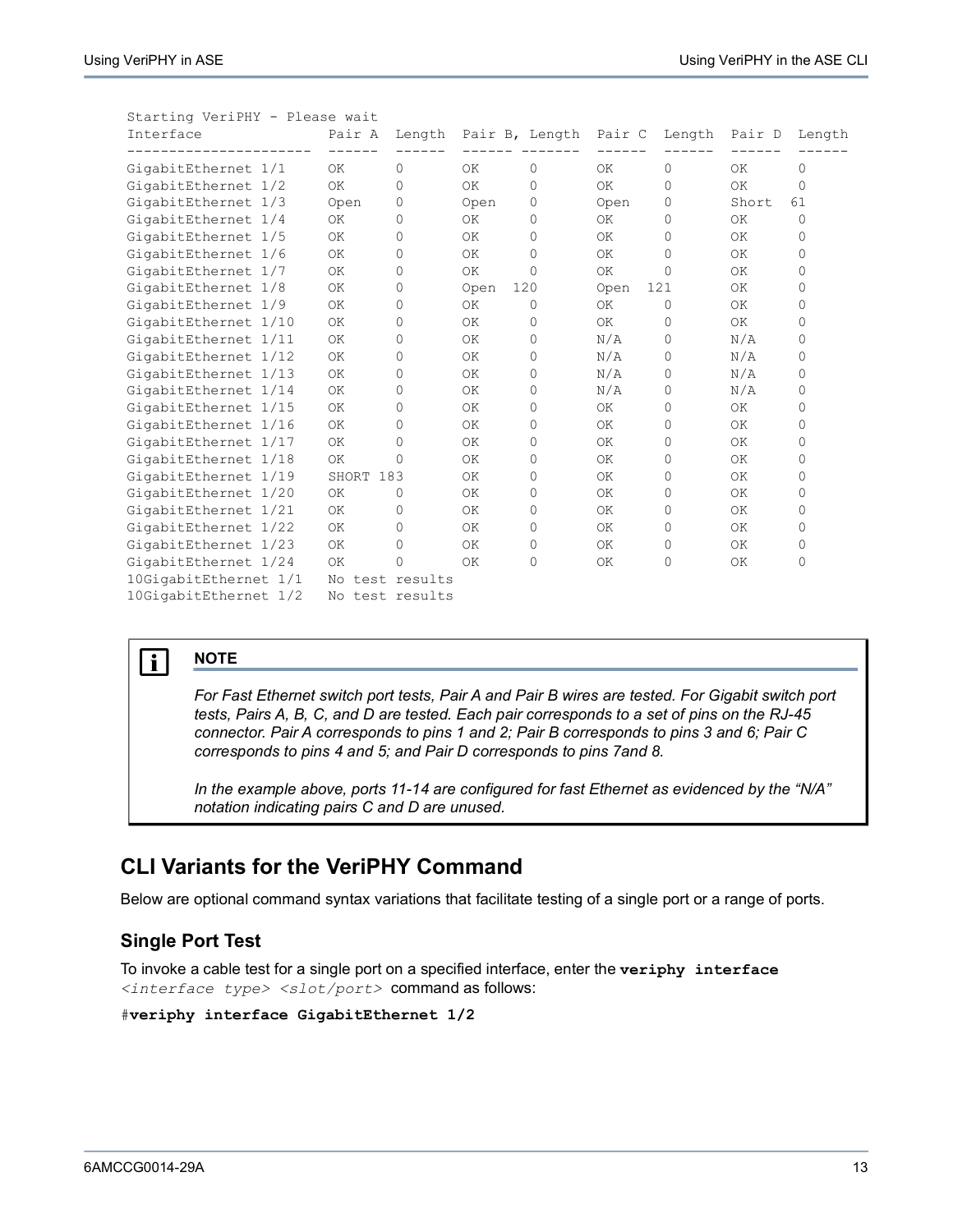```
Starting VeriPHY - Please wait
Interface              Pair A  Length  Pair B, Length  Pair C  Length  Pair D  Length
---------------------- ------  ------  ------ -------  ------  ------  ------  ------
GigabitEthernet 1/1     OK      0       OK      0       OK      0       OK      0
GigabitEthernet 1/2     OK      0       OK      0       OK      0       OK      0
GigabitEthernet 1/3     Open    0       Open    0       Open    0       Short  61
GigabitEthernet 1/4     OK      0       OK      0       OK      0       OK      0
GigabitEthernet 1/5     OK      0       OK      0       OK      0       OK      0
GigabitEthernet 1/6     OK      0       OK      0       OK      0       OK      0
GigabitEthernet 1/7     OK      0       OK      0       OK      0       OK      0
GigabitEthernet 1/8     OK      0       Open  120       Open  121       OK      0
GigabitEthernet 1/9     OK      0       OK      0       OK      0       OK      0
GigabitEthernet 1/10    OK      0       OK      0       OK      0       OK      0
GigabitEthernet 1/11    OK      0       OK      0       N/A     0       N/A     0
GigabitEthernet 1/12    OK      0       OK      0       N/A     0       N/A     0
GigabitEthernet 1/13    OK      0       OK      0       N/A     0       N/A     0
GigabitEthernet 1/14    OK      0       OK      0       N/A     0       N/A     0
GigabitEthernet 1/15    OK      0       OK      0       OK      0       OK      0
GigabitEthernet 1/16    OK      0       OK      0       OK      0       OK      0
GigabitEthernet 1/17    OK      0       OK      0       OK      0       OK      0
GigabitEthernet 1/18    OK      0       OK      0       OK      0       OK      0
GigabitEthernet 1/19    SHORT 183       OK      0       OK      0       OK      0
GigabitEthernet 1/20    OK      0       OK      0       OK      0       OK      0
GigabitEthernet 1/21    OK      0       OK      0       OK      0       OK      0
GigabitEthernet 1/22    OK      0       OK      0       OK      0       OK      0
GigabitEthernet 1/23    OK      0       OK      0       OK      0       OK      0
GigabitEthernet 1/24    OK      0       OK      0       OK      0       OK      0
10GigabitEthernet 1/1   No test results
10GigabitEthernet 1/2   No test results
```

> **NOTE**
>
> *For Fast Ethernet switch port tests, Pair A and Pair B wires are tested. For Gigabit switch port tests, Pairs A, B, C, and D are tested. Each pair corresponds to a set of pins on the RJ-45 connector. Pair A corresponds to pins 1 and 2; Pair B corresponds to pins 3 and 6; Pair C corresponds to pins 4 and 5; and Pair D corresponds to pins 7and 8.*
>
> *In the example above, ports 11-14 are configured for fast Ethernet as evidenced by the "N/A" notation indicating pairs C and D are unused.*

## CLI Variants for the VeriPHY Command

Below are optional command syntax variations that facilitate testing of a single port or a range of ports.

### Single Port Test

To invoke a cable test for a single port on a specified interface, enter the **`veriphy interface`** *`<interface type> <slot/port>`* command as follows:

```
#veriphy interface GigabitEthernet 1/2
```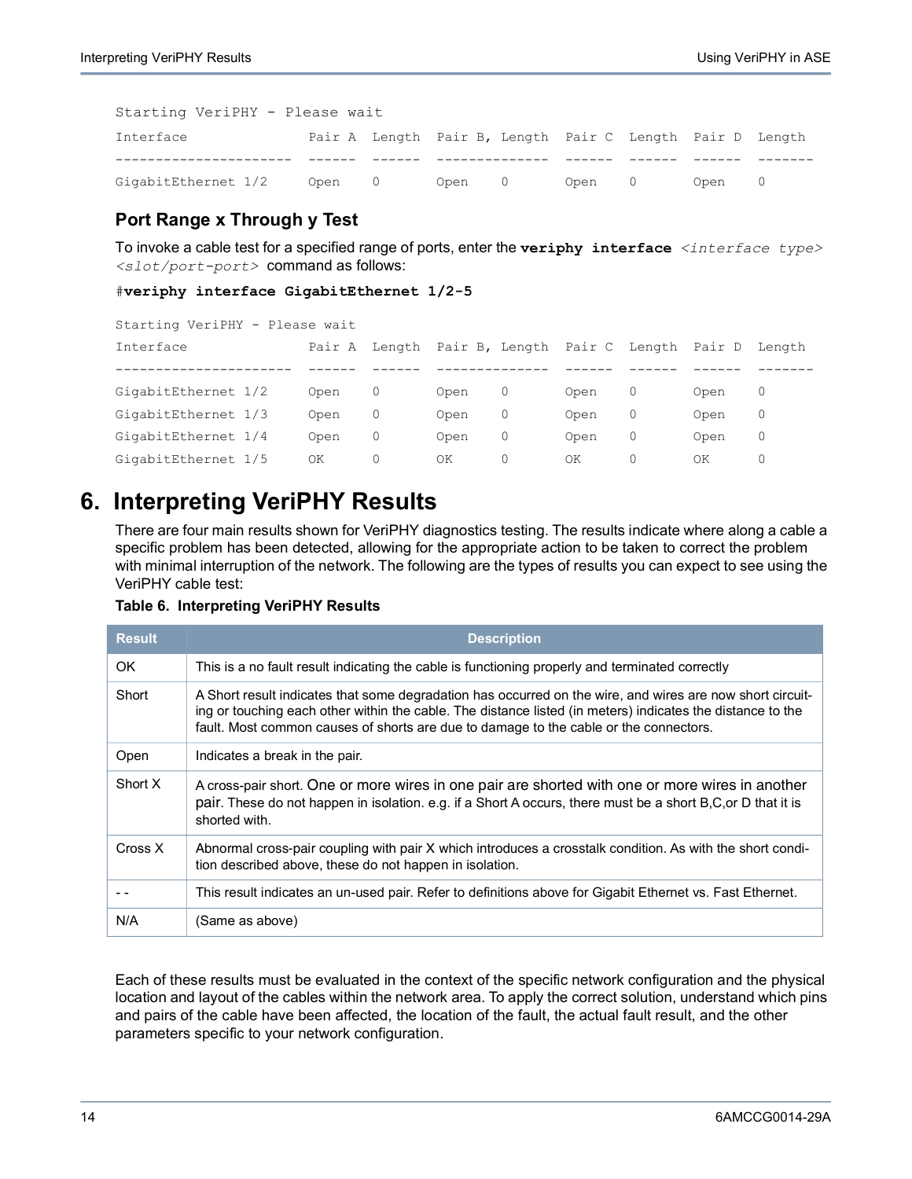```
Starting VeriPHY - Please wait
Interface              Pair A  Length  Pair B, Length  Pair C  Length  Pair D  Length
----------------------  ------  ------  --------------  ------  ------  ------  -------
GigabitEthernet 1/2    Open    0       Open    0       Open    0       Open    0
```

### Port Range x Through y Test

To invoke a cable test for a specified range of ports, enter the **veriphy interface** *<interface type> <slot/port-port>* command as follows:

```
#veriphy interface GigabitEthernet 1/2-5

Starting VeriPHY - Please wait
Interface              Pair A  Length  Pair B, Length  Pair C  Length  Pair D  Length
----------------------  ------  ------  --------------  ------  ------  ------  -------
GigabitEthernet 1/2    Open    0       Open    0       Open    0       Open    0
GigabitEthernet 1/3    Open    0       Open    0       Open    0       Open    0
GigabitEthernet 1/4    Open    0       Open    0       Open    0       Open    0
GigabitEthernet 1/5    OK      0       OK      0       OK      0       OK      0
```

# 6. Interpreting VeriPHY Results

There are four main results shown for VeriPHY diagnostics testing. The results indicate where along a cable a specific problem has been detected, allowing for the appropriate action to be taken to correct the problem with minimal interruption of the network. The following are the types of results you can expect to see using the VeriPHY cable test:

**Table 6. Interpreting VeriPHY Results**

| Result | Description |
|---|---|
| OK | This is a no fault result indicating the cable is functioning properly and terminated correctly |
| Short | A Short result indicates that some degradation has occurred on the wire, and wires are now short circuiting or touching each other within the cable. The distance listed (in meters) indicates the distance to the fault. Most common causes of shorts are due to damage to the cable or the connectors. |
| Open | Indicates a break in the pair. |
| Short X | A cross-pair short. One or more wires in one pair are shorted with one or more wires in another pair. These do not happen in isolation. e.g. if a Short A occurs, there must be a short B,C,or D that it is shorted with. |
| Cross X | Abnormal cross-pair coupling with pair X which introduces a crosstalk condition. As with the short condition described above, these do not happen in isolation. |
| - - | This result indicates an un-used pair. Refer to definitions above for Gigabit Ethernet vs. Fast Ethernet. |
| N/A | (Same as above) |

Each of these results must be evaluated in the context of the specific network configuration and the physical location and layout of the cables within the network area. To apply the correct solution, understand which pins and pairs of the cable have been affected, the location of the fault, the actual fault result, and the other parameters specific to your network configuration.